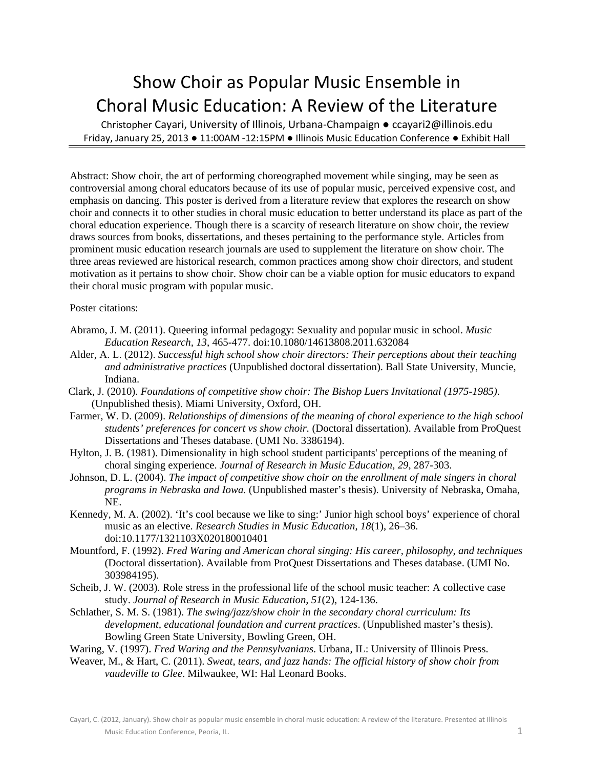# Show Choir as Popular Music Ensemble in Choral Music Education: A Review of the Literature

Christopher Cayari, University of Illinois, Urbana-Champaign ● ccayari2@illinois.edu

Friday, January 25, 2013 ● 11:00AM -12:15PM ● Illinois Music Education Conference ● Exhibit Hall

---

Abstract: Show choir, the art of performing choreographed movement while singing, may be seen as controversial among choral educators because of its use of popular music, perceived expensive cost, and emphasis on dancing. This poster is derived from a literature review that explores the research on show choir and connects it to other studies in choral music education to better understand its place as part of the choral education experience. Though there is a scarcity of research literature on show choir, the review draws sources from books, dissertations, and theses pertaining to the performance style. Articles from prominent music education research journals are used to supplement the literature on show choir. The three areas reviewed are historical research, common practices among show choir directors, and student motivation as it pertains to show choir. Show choir can be a viable option for music educators to expand their choral music program with popular music.

Poster citations:

Abramo, J. M. (2011). Queering informal pedagogy: Sexuality and popular music in school. *Music Education Research, 13,* 465-477. doi:10.1080/14613808.2011.632084

Alder, A. L. (2012). *Successful high school show choir directors: Their perceptions about their teaching and administrative practices* (Unpublished doctoral dissertation). Ball State University, Muncie, Indiana.

Clark, J. (2010). *Foundations of competitive show choir: The Bishop Luers Invitational (1975-1985)*. (Unpublished thesis). Miami University, Oxford, OH.

Farmer, W. D. (2009). *Relationships of dimensions of the meaning of choral experience to the high school students' preferences for concert vs show choir.* (Doctoral dissertation). Available from ProQuest Dissertations and Theses database. (UMI No. 3386194).

Hylton, J. B. (1981). Dimensionality in high school student participants' perceptions of the meaning of choral singing experience. *Journal of Research in Music Education, 29*, 287-303.

Johnson, D. L. (2004). *The impact of competitive show choir on the enrollment of male singers in choral programs in Nebraska and Iowa.* (Unpublished master's thesis). University of Nebraska, Omaha, NE.

Kennedy, M. A. (2002). 'It's cool because we like to sing:' Junior high school boys' experience of choral music as an elective. *Research Studies in Music Education*, *18*(1), 26–36. doi:10.1177/1321103X020180010401

Mountford, F. (1992). *Fred Waring and American choral singing: His career, philosophy, and techniques* (Doctoral dissertation). Available from ProQuest Dissertations and Theses database. (UMI No. 303984195).

Scheib, J. W. (2003). Role stress in the professional life of the school music teacher: A collective case study. *Journal of Research in Music Education, 51*(2), 124-136.

Schlather, S. M. S. (1981). *The swing/jazz/show choir in the secondary choral curriculum: Its development, educational foundation and current practices*. (Unpublished master's thesis). Bowling Green State University, Bowling Green, OH.

Waring, V. (1997). *Fred Waring and the Pennsylvanians*. Urbana, IL: University of Illinois Press.

Weaver, M., & Hart, C. (2011). *Sweat, tears, and jazz hands: The official history of show choir from vaudeville to Glee*. Milwaukee, WI: Hal Leonard Books.

Cayari, C. (2012, January). Show choir as popular music ensemble in choral music education: A review of the literature. Presented at Illinois Music Education Conference, Peoria, IL.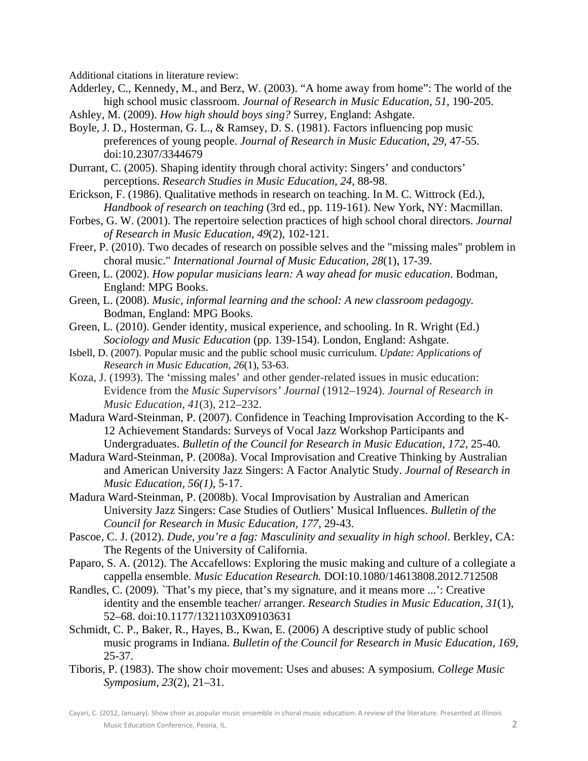Additional citations in literature review:

Adderley, C., Kennedy, M., and Berz, W. (2003). "A home away from home": The world of the high school music classroom. *Journal of Research in Music Education, 51,* 190-205.

Ashley, M. (2009). *How high should boys sing?* Surrey, England: Ashgate.

Boyle, J. D., Hosterman, G. L., & Ramsey, D. S. (1981). Factors influencing pop music preferences of young people. *Journal of Research in Music Education*, *29*, 47-55. doi:10.2307/3344679

Durrant, C. (2005). Shaping identity through choral activity: Singers' and conductors' perceptions. *Research Studies in Music Education*, *24*, 88-98.

Erickson, F. (1986). Qualitative methods in research on teaching. In M. C. Wittrock (Ed.), *Handbook of research on teaching* (3rd ed., pp. 119-161). New York, NY: Macmillan.

Forbes, G. W. (2001). The repertoire selection practices of high school choral directors. *Journal of Research in Music Education*, *49*(2), 102-121.

Freer, P. (2010). Two decades of research on possible selves and the "missing males" problem in choral music." *International Journal of Music Education*, *28*(1), 17-39.

Green, L. (2002). *How popular musicians learn: A way ahead for music education*. Bodman, England: MPG Books.

Green, L. (2008). *Music, informal learning and the school: A new classroom pedagogy.* Bodman, England: MPG Books.

Green, L. (2010). Gender identity, musical experience, and schooling. In R. Wright (Ed.) *Sociology and Music Education* (pp. 139-154). London, England: Ashgate.

Isbell, D. (2007). Popular music and the public school music curriculum. *Update: Applications of Research in Music Education, 26*(1), 53-63.

Koza, J. (1993). The 'missing males' and other gender-related issues in music education: Evidence from the *Music Supervisors' Journal* (1912–1924). *Journal of Research in Music Education*, *41*(3), 212–232.

Madura Ward-Steinman, P. (2007). Confidence in Teaching Improvisation According to the K-12 Achievement Standards: Surveys of Vocal Jazz Workshop Participants and Undergraduates. *Bulletin of the Council for Research in Music Education, 172,* 25-40*.*

Madura Ward-Steinman, P. (2008a). Vocal Improvisation and Creative Thinking by Australian and American University Jazz Singers: A Factor Analytic Study. *Journal of Research in Music Education, 56(1)*, 5-17.

Madura Ward-Steinman, P. (2008b). Vocal Improvisation by Australian and American University Jazz Singers: Case Studies of Outliers' Musical Influences. *Bulletin of the Council for Research in Music Education*, *177*, 29-43.

Pascoe, C. J. (2012). *Dude, you're a fag: Masculinity and sexuality in high school*. Berkley, CA: The Regents of the University of California.

Paparo, S. A. (2012). The Accafellows: Exploring the music making and culture of a collegiate a cappella ensemble. *Music Education Research.* DOI:10.1080/14613808.2012.712508

Randles, C. (2009). `That's my piece, that's my signature, and it means more ...': Creative identity and the ensemble teacher/ arranger. *Research Studies in Music Education*, *31*(1), 52–68. doi:10.1177/1321103X09103631

Schmidt, C. P., Baker, R., Hayes, B., Kwan, E. (2006) A descriptive study of public school music programs in Indiana. *Bulletin of the Council for Research in Music Education, 169,* 25-37.

Tiboris, P. (1983). The show choir movement: Uses and abuses: A symposium. *College Music Symposium*, *23*(2), 21–31.